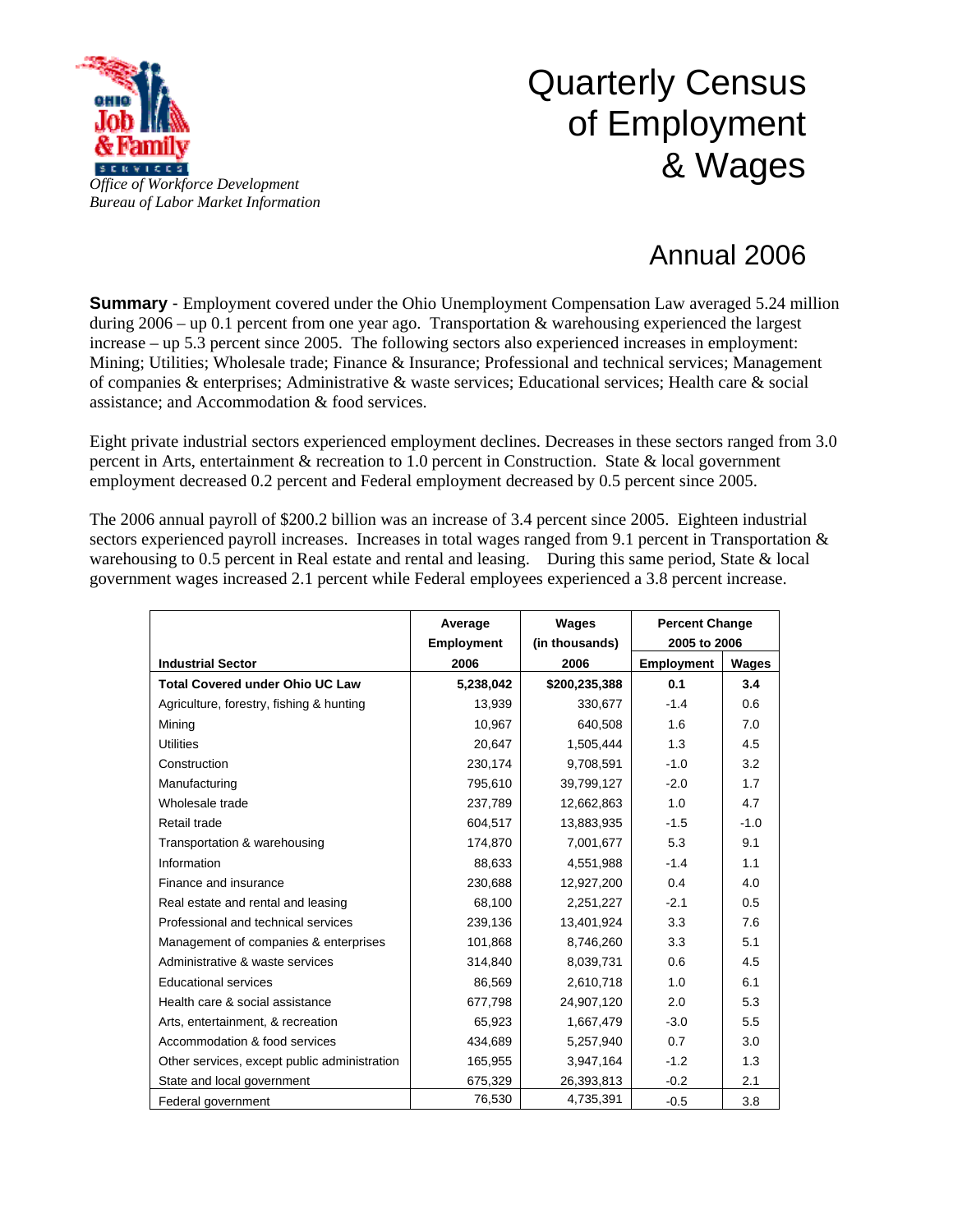*Office of Workforce Development*
*Bureau of Labor Market Information*

# Quarterly Census of Employment & Wages

## Annual 2006

**Summary** - Employment covered under the Ohio Unemployment Compensation Law averaged 5.24 million during 2006 – up 0.1 percent from one year ago. Transportation & warehousing experienced the largest increase – up 5.3 percent since 2005. The following sectors also experienced increases in employment: Mining; Utilities; Wholesale trade; Finance & Insurance; Professional and technical services; Management of companies & enterprises; Administrative & waste services; Educational services; Health care & social assistance; and Accommodation & food services.

Eight private industrial sectors experienced employment declines. Decreases in these sectors ranged from 3.0 percent in Arts, entertainment & recreation to 1.0 percent in Construction. State & local government employment decreased 0.2 percent and Federal employment decreased by 0.5 percent since 2005.

The 2006 annual payroll of $200.2 billion was an increase of 3.4 percent since 2005. Eighteen industrial sectors experienced payroll increases. Increases in total wages ranged from 9.1 percent in Transportation & warehousing to 0.5 percent in Real estate and rental and leasing. During this same period, State & local government wages increased 2.1 percent while Federal employees experienced a 3.8 percent increase.

| Industrial Sector | Average Employment 2006 | Wages (in thousands) 2006 | Percent Change 2005 to 2006 | |
|---|---|---|---|---|
| | | | Employment | Wages |
| **Total Covered under Ohio UC Law** | **5,238,042** | **$200,235,388** | **0.1** | **3.4** |
| Agriculture, forestry, fishing & hunting | 13,939 | 330,677 | -1.4 | 0.6 |
| Mining | 10,967 | 640,508 | 1.6 | 7.0 |
| Utilities | 20,647 | 1,505,444 | 1.3 | 4.5 |
| Construction | 230,174 | 9,708,591 | -1.0 | 3.2 |
| Manufacturing | 795,610 | 39,799,127 | -2.0 | 1.7 |
| Wholesale trade | 237,789 | 12,662,863 | 1.0 | 4.7 |
| Retail trade | 604,517 | 13,883,935 | -1.5 | -1.0 |
| Transportation & warehousing | 174,870 | 7,001,677 | 5.3 | 9.1 |
| Information | 88,633 | 4,551,988 | -1.4 | 1.1 |
| Finance and insurance | 230,688 | 12,927,200 | 0.4 | 4.0 |
| Real estate and rental and leasing | 68,100 | 2,251,227 | -2.1 | 0.5 |
| Professional and technical services | 239,136 | 13,401,924 | 3.3 | 7.6 |
| Management of companies & enterprises | 101,868 | 8,746,260 | 3.3 | 5.1 |
| Administrative & waste services | 314,840 | 8,039,731 | 0.6 | 4.5 |
| Educational services | 86,569 | 2,610,718 | 1.0 | 6.1 |
| Health care & social assistance | 677,798 | 24,907,120 | 2.0 | 5.3 |
| Arts, entertainment, & recreation | 65,923 | 1,667,479 | -3.0 | 5.5 |
| Accommodation & food services | 434,689 | 5,257,940 | 0.7 | 3.0 |
| Other services, except public administration | 165,955 | 3,947,164 | -1.2 | 1.3 |
| State and local government | 675,329 | 26,393,813 | -0.2 | 2.1 |
| Federal government | 76,530 | 4,735,391 | -0.5 | 3.8 |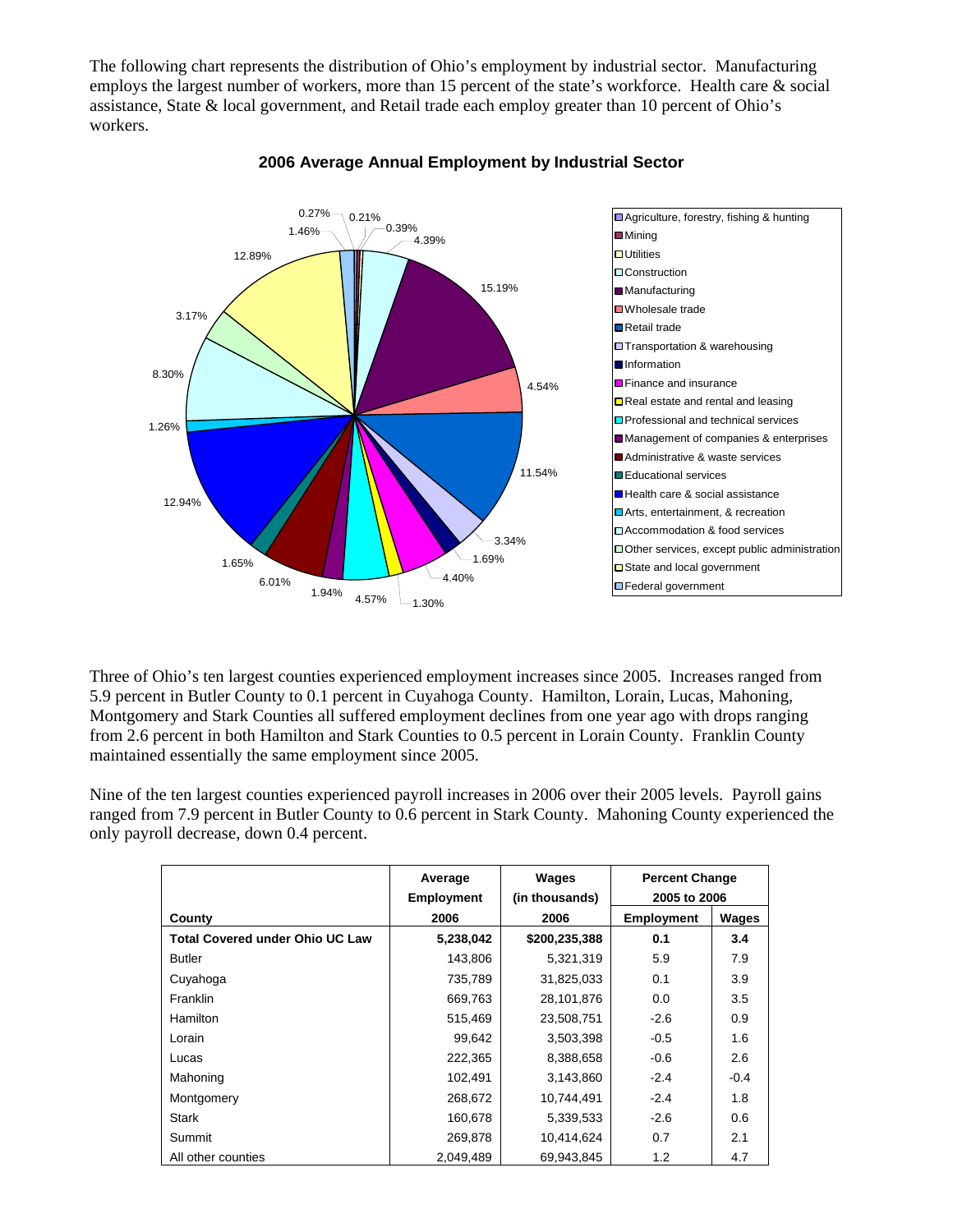The following chart represents the distribution of Ohio's employment by industrial sector. Manufacturing employs the largest number of workers, more than 15 percent of the state's workforce. Health care & social assistance, State & local government, and Retail trade each employ greater than 10 percent of Ohio's workers.

**2006 Average Annual Employment by Industrial Sector**

Three of Ohio's ten largest counties experienced employment increases since 2005. Increases ranged from 5.9 percent in Butler County to 0.1 percent in Cuyahoga County. Hamilton, Lorain, Lucas, Mahoning, Montgomery and Stark Counties all suffered employment declines from one year ago with drops ranging from 2.6 percent in both Hamilton and Stark Counties to 0.5 percent in Lorain County. Franklin County maintained essentially the same employment since 2005.

Nine of the ten largest counties experienced payroll increases in 2006 over their 2005 levels. Payroll gains ranged from 7.9 percent in Butler County to 0.6 percent in Stark County. Mahoning County experienced the only payroll decrease, down 0.4 percent.

| County | Average Employment 2006 | Wages (in thousands) 2006 | Percent Change 2005 to 2006 | |
|---|---|---|---|---|
| | | | Employment | Wages |
| **Total Covered under Ohio UC Law** | **5,238,042** | **$200,235,388** | **0.1** | **3.4** |
| Butler | 143,806 | 5,321,319 | 5.9 | 7.9 |
| Cuyahoga | 735,789 | 31,825,033 | 0.1 | 3.9 |
| Franklin | 669,763 | 28,101,876 | 0.0 | 3.5 |
| Hamilton | 515,469 | 23,508,751 | -2.6 | 0.9 |
| Lorain | 99,642 | 3,503,398 | -0.5 | 1.6 |
| Lucas | 222,365 | 8,388,658 | -0.6 | 2.6 |
| Mahoning | 102,491 | 3,143,860 | -2.4 | -0.4 |
| Montgomery | 268,672 | 10,744,491 | -2.4 | 1.8 |
| Stark | 160,678 | 5,339,533 | -2.6 | 0.6 |
| Summit | 269,878 | 10,414,624 | 0.7 | 2.1 |
| All other counties | 2,049,489 | 69,943,845 | 1.2 | 4.7 |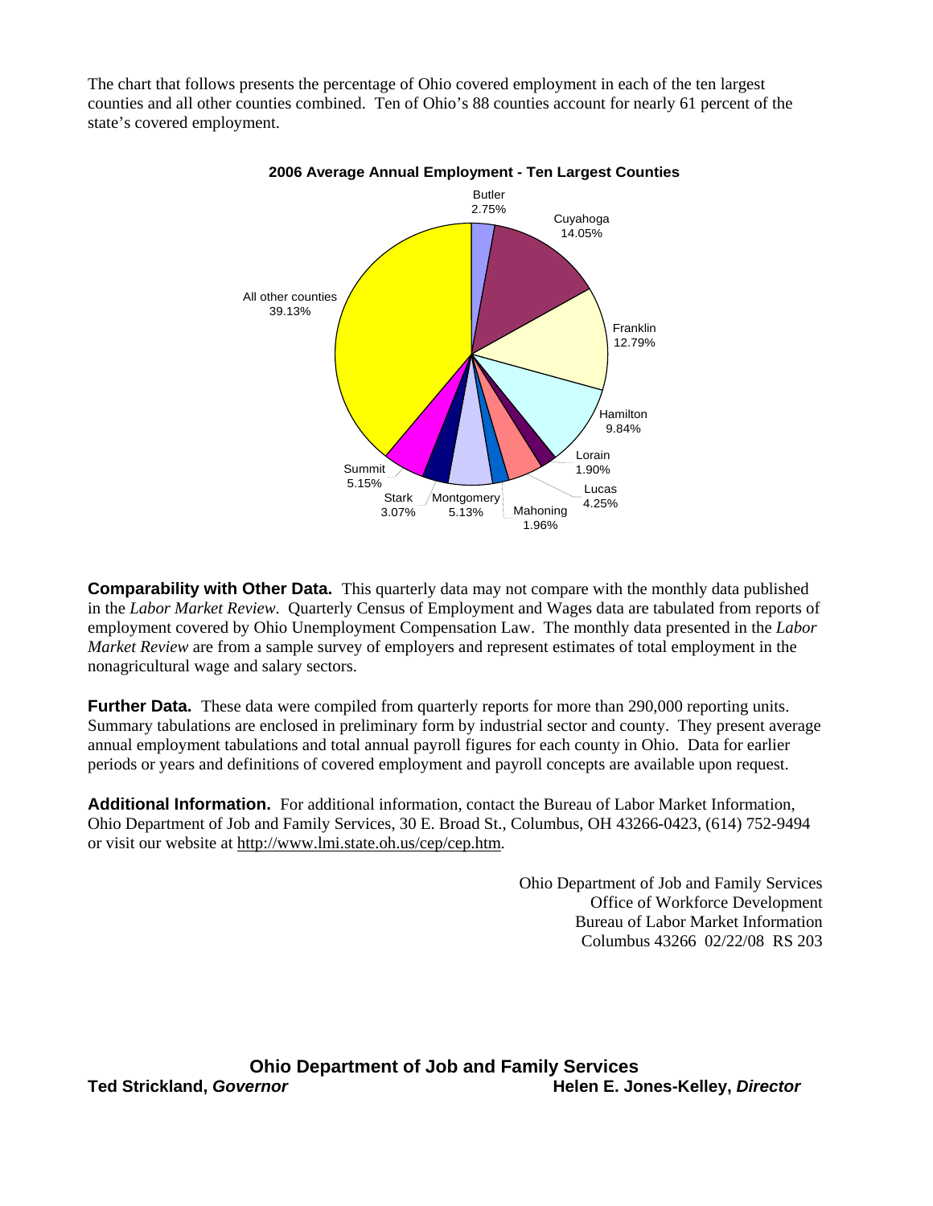The chart that follows presents the percentage of Ohio covered employment in each of the ten largest counties and all other counties combined. Ten of Ohio's 88 counties account for nearly 61 percent of the state's covered employment.

**2006 Average Annual Employment - Ten Largest Counties**

Butler
2.75%

Cuyahoga
14.05%

Franklin
12.79%

Hamilton
9.84%

Lorain
1.90%

Lucas
4.25%

Mahoning
1.96%

Montgomery
5.13%

Stark
3.07%

Summit
5.15%

All other counties
39.13%

**Comparability with Other Data.** This quarterly data may not compare with the monthly data published in the *Labor Market Review*. Quarterly Census of Employment and Wages data are tabulated from reports of employment covered by Ohio Unemployment Compensation Law. The monthly data presented in the *Labor Market Review* are from a sample survey of employers and represent estimates of total employment in the nonagricultural wage and salary sectors.

**Further Data.** These data were compiled from quarterly reports for more than 290,000 reporting units. Summary tabulations are enclosed in preliminary form by industrial sector and county. They present average annual employment tabulations and total annual payroll figures for each county in Ohio. Data for earlier periods or years and definitions of covered employment and payroll concepts are available upon request.

**Additional Information.** For additional information, contact the Bureau of Labor Market Information, Ohio Department of Job and Family Services, 30 E. Broad St., Columbus, OH 43266-0423, (614) 752-9494 or visit our website at http://www.lmi.state.oh.us/cep/cep.htm.

Ohio Department of Job and Family Services
Office of Workforce Development
Bureau of Labor Market Information
Columbus 43266 02/22/08 RS 203

**Ohio Department of Job and Family Services**

**Ted Strickland, *Governor*** **Helen E. Jones-Kelley, *Director***